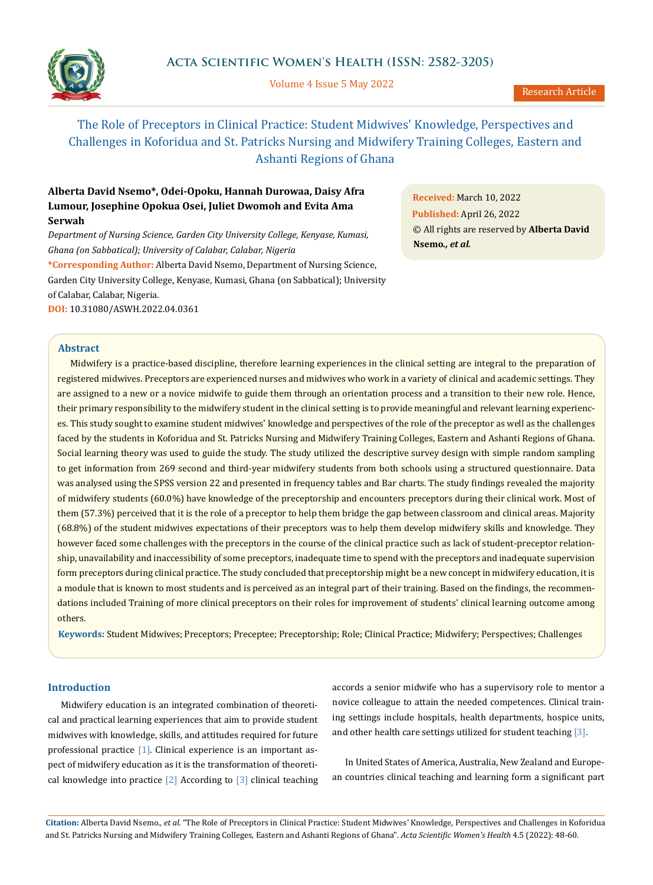# The Role of Preceptors in Clinical Practice: Student Midwives' Knowledge, Perspectives and Challenges in Koforidua and St. Patricks Nursing and Midwifery Training Colleges, Eastern and Ashanti Regions of Ghana

**Alberta David Nsemo\*, Odei-Opoku, Hannah Durowaa, Daisy Afra Lumour, Josephine Opokua Osei, Juliet Dwomoh and Evita Ama Serwah**

*Department of Nursing Science, Garden City University College, Kenyase, Kumasi, Ghana (on Sabbatical); University of Calabar, Calabar, Nigeria*

**\*Corresponding Author:** Alberta David Nsemo, Department of Nursing Science, Garden City University College, Kenyase, Kumasi, Ghana (on Sabbatical); University of Calabar, Calabar, Nigeria.

**DOI:** 10.31080/ASWH.2022.04.0361

**Received:** March 10, 2022
**Published:** April 26, 2022
© All rights are reserved by **Alberta David Nsemo.,** ***et al.***

## Abstract

Midwifery is a practice-based discipline, therefore learning experiences in the clinical setting are integral to the preparation of registered midwives. Preceptors are experienced nurses and midwives who work in a variety of clinical and academic settings. They are assigned to a new or a novice midwife to guide them through an orientation process and a transition to their new role. Hence, their primary responsibility to the midwifery student in the clinical setting is to provide meaningful and relevant learning experiences. This study sought to examine student midwives' knowledge and perspectives of the role of the preceptor as well as the challenges faced by the students in Koforidua and St. Patricks Nursing and Midwifery Training Colleges, Eastern and Ashanti Regions of Ghana. Social learning theory was used to guide the study. The study utilized the descriptive survey design with simple random sampling to get information from 269 second and third-year midwifery students from both schools using a structured questionnaire. Data was analysed using the SPSS version 22 and presented in frequency tables and Bar charts. The study findings revealed the majority of midwifery students (60.0%) have knowledge of the preceptorship and encounters preceptors during their clinical work. Most of them (57.3%) perceived that it is the role of a preceptor to help them bridge the gap between classroom and clinical areas. Majority (68.8%) of the student midwives expectations of their preceptors was to help them develop midwifery skills and knowledge. They however faced some challenges with the preceptors in the course of the clinical practice such as lack of student-preceptor relationship, unavailability and inaccessibility of some preceptors, inadequate time to spend with the preceptors and inadequate supervision form preceptors during clinical practice. The study concluded that preceptorship might be a new concept in midwifery education, it is a module that is known to most students and is perceived as an integral part of their training. Based on the findings, the recommendations included Training of more clinical preceptors on their roles for improvement of students' clinical learning outcome among others.

**Keywords:** Student Midwives; Preceptors; Preceptee; Preceptorship; Role; Clinical Practice; Midwifery; Perspectives; Challenges

## Introduction

Midwifery education is an integrated combination of theoretical and practical learning experiences that aim to provide student midwives with knowledge, skills, and attitudes required for future professional practice [1]. Clinical experience is an important aspect of midwifery education as it is the transformation of theoretical knowledge into practice [2] According to [3] clinical teaching accords a senior midwife who has a supervisory role to mentor a novice colleague to attain the needed competences. Clinical training settings include hospitals, health departments, hospice units, and other health care settings utilized for student teaching [3].

In United States of America, Australia, New Zealand and European countries clinical teaching and learning form a significant part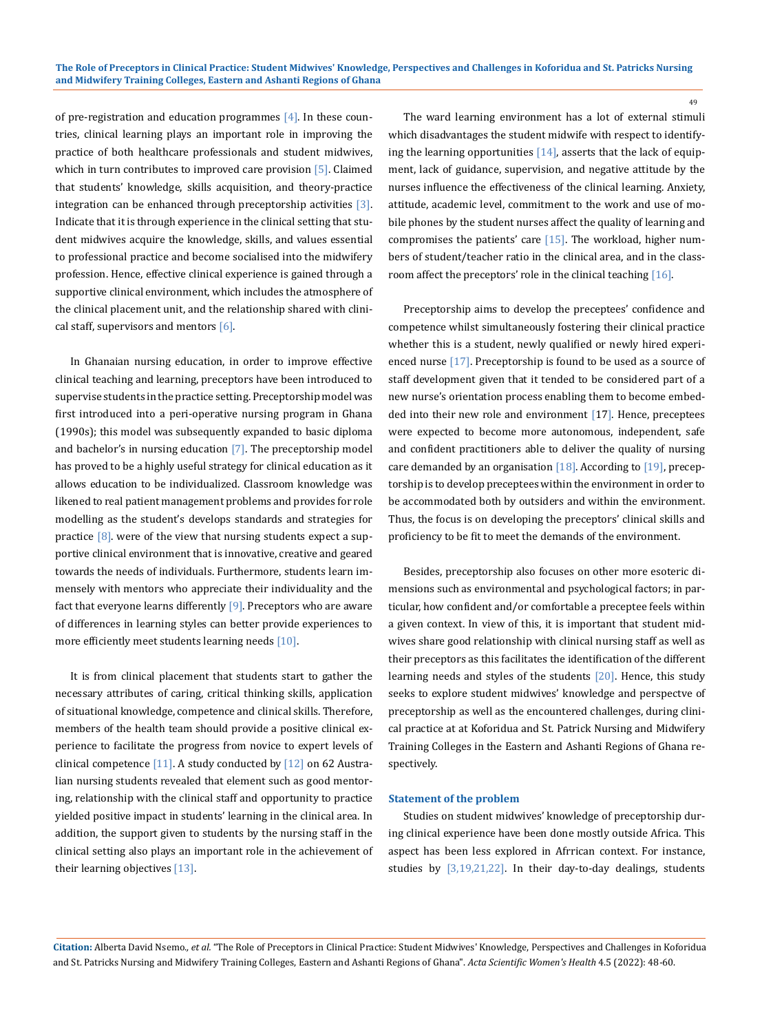of pre-registration and education programmes [4]. In these countries, clinical learning plays an important role in improving the practice of both healthcare professionals and student midwives, which in turn contributes to improved care provision [5]. Claimed that students' knowledge, skills acquisition, and theory-practice integration can be enhanced through preceptorship activities [3]. Indicate that it is through experience in the clinical setting that student midwives acquire the knowledge, skills, and values essential to professional practice and become socialised into the midwifery profession. Hence, effective clinical experience is gained through a supportive clinical environment, which includes the atmosphere of the clinical placement unit, and the relationship shared with clinical staff, supervisors and mentors [6].

In Ghanaian nursing education, in order to improve effective clinical teaching and learning, preceptors have been introduced to supervise students in the practice setting. Preceptorship model was first introduced into a peri-operative nursing program in Ghana (1990s); this model was subsequently expanded to basic diploma and bachelor's in nursing education [7]. The preceptorship model has proved to be a highly useful strategy for clinical education as it allows education to be individualized. Classroom knowledge was likened to real patient management problems and provides for role modelling as the student's develops standards and strategies for practice [8]. were of the view that nursing students expect a supportive clinical environment that is innovative, creative and geared towards the needs of individuals. Furthermore, students learn immensely with mentors who appreciate their individuality and the fact that everyone learns differently [9]. Preceptors who are aware of differences in learning styles can better provide experiences to more efficiently meet students learning needs [10].

It is from clinical placement that students start to gather the necessary attributes of caring, critical thinking skills, application of situational knowledge, competence and clinical skills. Therefore, members of the health team should provide a positive clinical experience to facilitate the progress from novice to expert levels of clinical competence [11]. A study conducted by [12] on 62 Australian nursing students revealed that element such as good mentoring, relationship with the clinical staff and opportunity to practice yielded positive impact in students' learning in the clinical area. In addition, the support given to students by the nursing staff in the clinical setting also plays an important role in the achievement of their learning objectives [13].

The ward learning environment has a lot of external stimuli which disadvantages the student midwife with respect to identifying the learning opportunities [14], asserts that the lack of equipment, lack of guidance, supervision, and negative attitude by the nurses influence the effectiveness of the clinical learning. Anxiety, attitude, academic level, commitment to the work and use of mobile phones by the student nurses affect the quality of learning and compromises the patients' care [15]. The workload, higher numbers of student/teacher ratio in the clinical area, and in the classroom affect the preceptors' role in the clinical teaching [16].

Preceptorship aims to develop the preceptees' confidence and competence whilst simultaneously fostering their clinical practice whether this is a student, newly qualified or newly hired experienced nurse [17]. Preceptorship is found to be used as a source of staff development given that it tended to be considered part of a new nurse's orientation process enabling them to become embedded into their new role and environment [17]. Hence, preceptees were expected to become more autonomous, independent, safe and confident practitioners able to deliver the quality of nursing care demanded by an organisation [18]. According to [19], preceptorship is to develop preceptees within the environment in order to be accommodated both by outsiders and within the environment. Thus, the focus is on developing the preceptors' clinical skills and proficiency to be fit to meet the demands of the environment.

Besides, preceptorship also focuses on other more esoteric dimensions such as environmental and psychological factors; in particular, how confident and/or comfortable a preceptee feels within a given context. In view of this, it is important that student midwives share good relationship with clinical nursing staff as well as their preceptors as this facilitates the identification of the different learning needs and styles of the students [20]. Hence, this study seeks to explore student midwives' knowledge and perspectve of preceptorship as well as the encountered challenges, during clinical practice at at Koforidua and St. Patrick Nursing and Midwifery Training Colleges in the Eastern and Ashanti Regions of Ghana respectively.

### Statement of the problem

Studies on student midwives' knowledge of preceptorship during clinical experience have been done mostly outside Africa. This aspect has been less explored in Afrrican context. For instance, studies by [3,19,21,22]. In their day-to-day dealings, students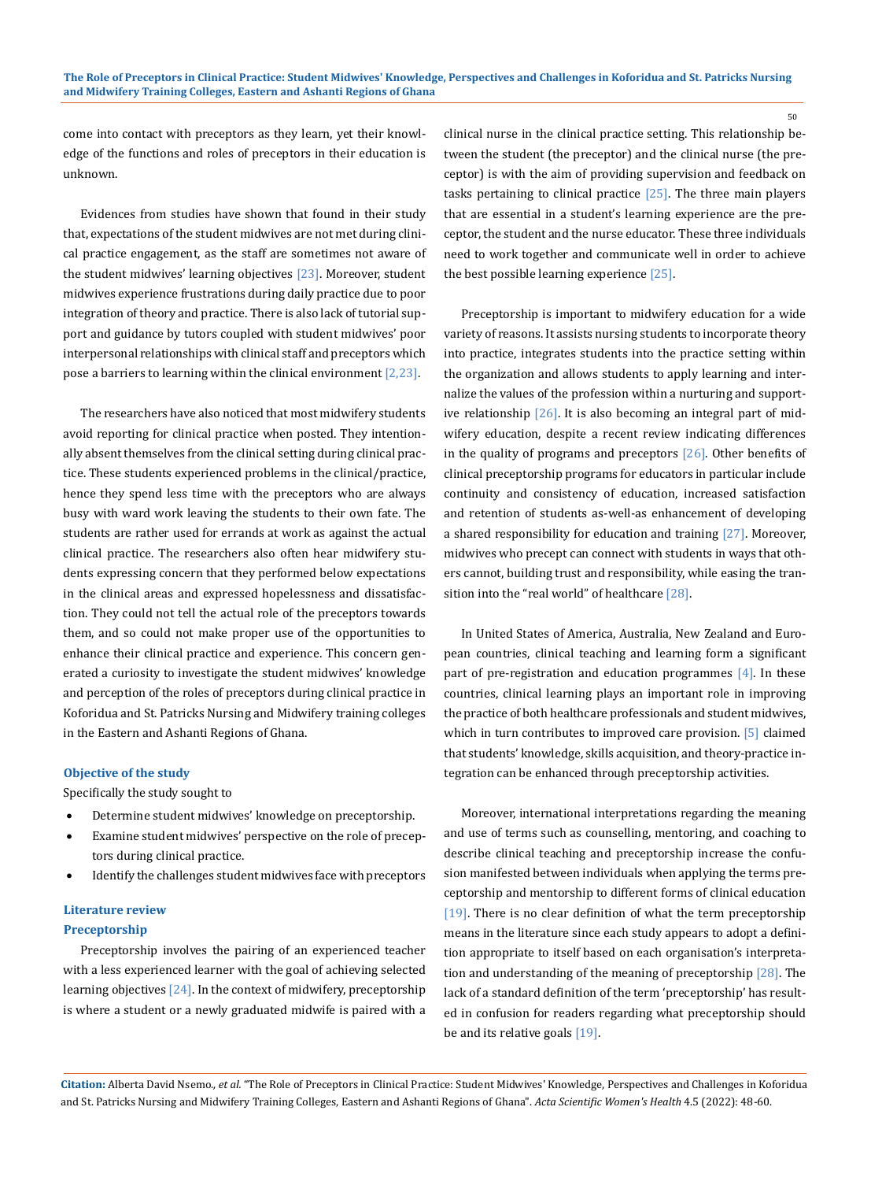come into contact with preceptors as they learn, yet their knowledge of the functions and roles of preceptors in their education is unknown.

Evidences from studies have shown that found in their study that, expectations of the student midwives are not met during clinical practice engagement, as the staff are sometimes not aware of the student midwives' learning objectives [23]. Moreover, student midwives experience frustrations during daily practice due to poor integration of theory and practice. There is also lack of tutorial support and guidance by tutors coupled with student midwives' poor interpersonal relationships with clinical staff and preceptors which pose a barriers to learning within the clinical environment [2,23].

The researchers have also noticed that most midwifery students avoid reporting for clinical practice when posted. They intentionally absent themselves from the clinical setting during clinical practice. These students experienced problems in the clinical/practice, hence they spend less time with the preceptors who are always busy with ward work leaving the students to their own fate. The students are rather used for errands at work as against the actual clinical practice. The researchers also often hear midwifery students expressing concern that they performed below expectations in the clinical areas and expressed hopelessness and dissatisfaction. They could not tell the actual role of the preceptors towards them, and so could not make proper use of the opportunities to enhance their clinical practice and experience. This concern generated a curiosity to investigate the student midwives' knowledge and perception of the roles of preceptors during clinical practice in Koforidua and St. Patricks Nursing and Midwifery training colleges in the Eastern and Ashanti Regions of Ghana.

### Objective of the study

Specifically the study sought to

- Determine student midwives' knowledge on preceptorship.
- Examine student midwives' perspective on the role of preceptors during clinical practice.
- Identify the challenges student midwives face with preceptors

## Literature review

### Preceptorship

Preceptorship involves the pairing of an experienced teacher with a less experienced learner with the goal of achieving selected learning objectives [24]. In the context of midwifery, preceptorship is where a student or a newly graduated midwife is paired with a clinical nurse in the clinical practice setting. This relationship between the student (the preceptor) and the clinical nurse (the preceptor) is with the aim of providing supervision and feedback on tasks pertaining to clinical practice [25]. The three main players that are essential in a student's learning experience are the preceptor, the student and the nurse educator. These three individuals need to work together and communicate well in order to achieve the best possible learning experience [25].

Preceptorship is important to midwifery education for a wide variety of reasons. It assists nursing students to incorporate theory into practice, integrates students into the practice setting within the organization and allows students to apply learning and internalize the values of the profession within a nurturing and supportive relationship [26]. It is also becoming an integral part of midwifery education, despite a recent review indicating differences in the quality of programs and preceptors [26]. Other benefits of clinical preceptorship programs for educators in particular include continuity and consistency of education, increased satisfaction and retention of students as-well-as enhancement of developing a shared responsibility for education and training [27]. Moreover, midwives who precept can connect with students in ways that others cannot, building trust and responsibility, while easing the transition into the "real world" of healthcare [28].

In United States of America, Australia, New Zealand and European countries, clinical teaching and learning form a significant part of pre-registration and education programmes [4]. In these countries, clinical learning plays an important role in improving the practice of both healthcare professionals and student midwives, which in turn contributes to improved care provision. [5] claimed that students' knowledge, skills acquisition, and theory-practice integration can be enhanced through preceptorship activities.

Moreover, international interpretations regarding the meaning and use of terms such as counselling, mentoring, and coaching to describe clinical teaching and preceptorship increase the confusion manifested between individuals when applying the terms preceptorship and mentorship to different forms of clinical education [19]. There is no clear definition of what the term preceptorship means in the literature since each study appears to adopt a definition appropriate to itself based on each organisation's interpretation and understanding of the meaning of preceptorship [28]. The lack of a standard definition of the term 'preceptorship' has resulted in confusion for readers regarding what preceptorship should be and its relative goals [19].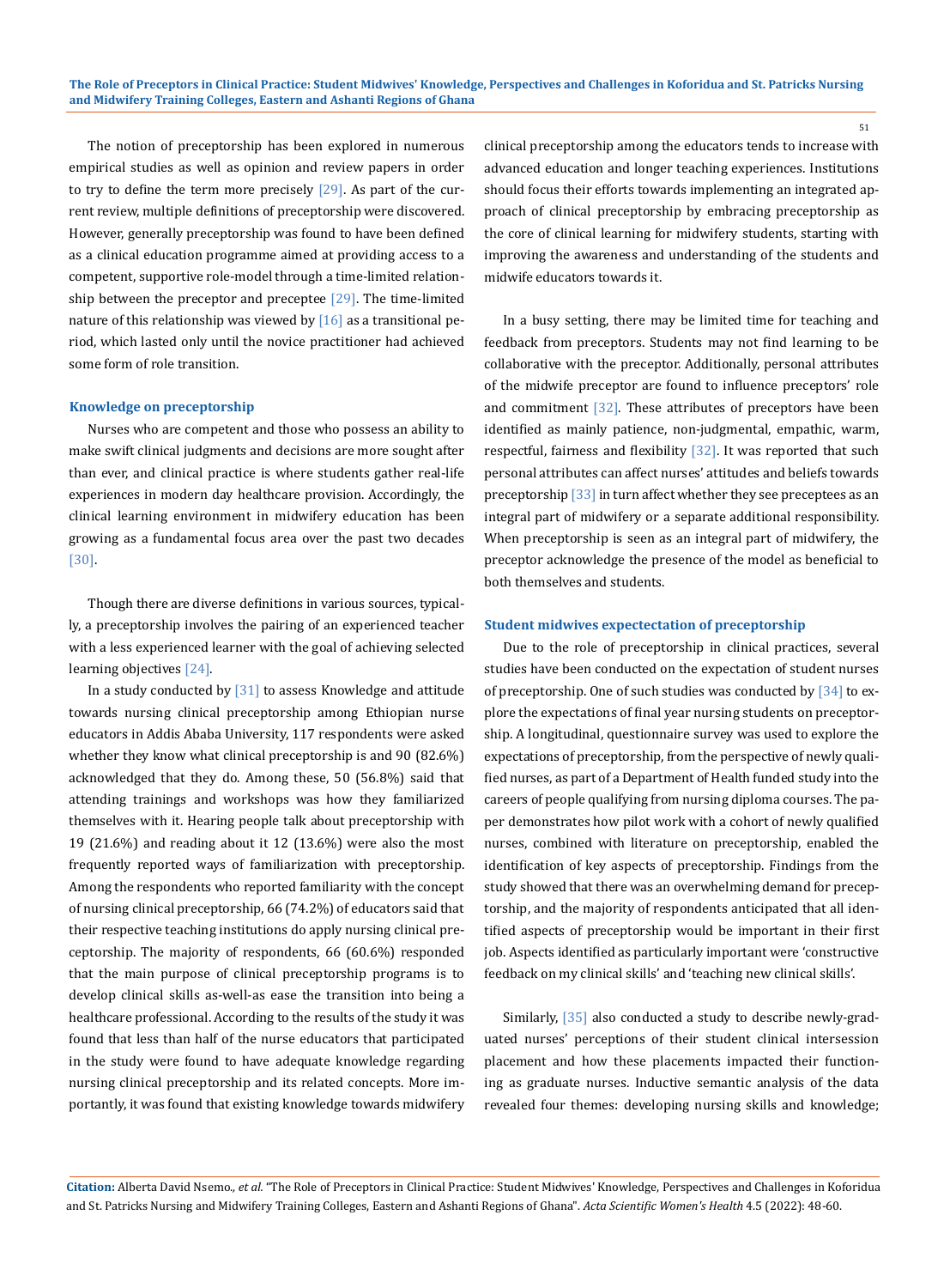The notion of preceptorship has been explored in numerous empirical studies as well as opinion and review papers in order to try to define the term more precisely [29]. As part of the current review, multiple definitions of preceptorship were discovered. However, generally preceptorship was found to have been defined as a clinical education programme aimed at providing access to a competent, supportive role-model through a time-limited relationship between the preceptor and preceptee [29]. The time-limited nature of this relationship was viewed by [16] as a transitional period, which lasted only until the novice practitioner had achieved some form of role transition.

### Knowledge on preceptorship

Nurses who are competent and those who possess an ability to make swift clinical judgments and decisions are more sought after than ever, and clinical practice is where students gather real-life experiences in modern day healthcare provision. Accordingly, the clinical learning environment in midwifery education has been growing as a fundamental focus area over the past two decades [30].

Though there are diverse definitions in various sources, typically, a preceptorship involves the pairing of an experienced teacher with a less experienced learner with the goal of achieving selected learning objectives [24].

In a study conducted by [31] to assess Knowledge and attitude towards nursing clinical preceptorship among Ethiopian nurse educators in Addis Ababa University, 117 respondents were asked whether they know what clinical preceptorship is and 90 (82.6%) acknowledged that they do. Among these, 50 (56.8%) said that attending trainings and workshops was how they familiarized themselves with it. Hearing people talk about preceptorship with 19 (21.6%) and reading about it 12 (13.6%) were also the most frequently reported ways of familiarization with preceptorship. Among the respondents who reported familiarity with the concept of nursing clinical preceptorship, 66 (74.2%) of educators said that their respective teaching institutions do apply nursing clinical preceptorship. The majority of respondents, 66 (60.6%) responded that the main purpose of clinical preceptorship programs is to develop clinical skills as-well-as ease the transition into being a healthcare professional. According to the results of the study it was found that less than half of the nurse educators that participated in the study were found to have adequate knowledge regarding nursing clinical preceptorship and its related concepts. More importantly, it was found that existing knowledge towards midwifery clinical preceptorship among the educators tends to increase with advanced education and longer teaching experiences. Institutions should focus their efforts towards implementing an integrated approach of clinical preceptorship by embracing preceptorship as the core of clinical learning for midwifery students, starting with improving the awareness and understanding of the students and midwife educators towards it.

In a busy setting, there may be limited time for teaching and feedback from preceptors. Students may not find learning to be collaborative with the preceptor. Additionally, personal attributes of the midwife preceptor are found to influence preceptors' role and commitment [32]. These attributes of preceptors have been identified as mainly patience, non-judgmental, empathic, warm, respectful, fairness and flexibility [32]. It was reported that such personal attributes can affect nurses' attitudes and beliefs towards preceptorship [33] in turn affect whether they see preceptees as an integral part of midwifery or a separate additional responsibility. When preceptorship is seen as an integral part of midwifery, the preceptor acknowledge the presence of the model as beneficial to both themselves and students.

### Student midwives expectectation of preceptorship

Due to the role of preceptorship in clinical practices, several studies have been conducted on the expectation of student nurses of preceptorship. One of such studies was conducted by [34] to explore the expectations of final year nursing students on preceptorship. A longitudinal, questionnaire survey was used to explore the expectations of preceptorship, from the perspective of newly qualified nurses, as part of a Department of Health funded study into the careers of people qualifying from nursing diploma courses. The paper demonstrates how pilot work with a cohort of newly qualified nurses, combined with literature on preceptorship, enabled the identification of key aspects of preceptorship. Findings from the study showed that there was an overwhelming demand for preceptorship, and the majority of respondents anticipated that all identified aspects of preceptorship would be important in their first job. Aspects identified as particularly important were 'constructive feedback on my clinical skills' and 'teaching new clinical skills'.

Similarly, [35] also conducted a study to describe newly-graduated nurses' perceptions of their student clinical intersession placement and how these placements impacted their functioning as graduate nurses. Inductive semantic analysis of the data revealed four themes: developing nursing skills and knowledge;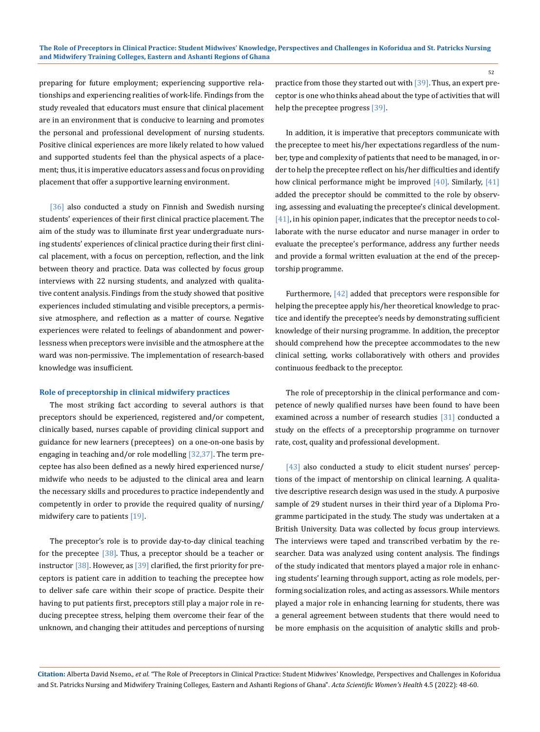preparing for future employment; experiencing supportive relationships and experiencing realities of work-life. Findings from the study revealed that educators must ensure that clinical placement are in an environment that is conducive to learning and promotes the personal and professional development of nursing students. Positive clinical experiences are more likely related to how valued and supported students feel than the physical aspects of a placement; thus, it is imperative educators assess and focus on providing placement that offer a supportive learning environment.

[36] also conducted a study on Finnish and Swedish nursing students' experiences of their first clinical practice placement. The aim of the study was to illuminate first year undergraduate nursing students' experiences of clinical practice during their first clinical placement, with a focus on perception, reflection, and the link between theory and practice. Data was collected by focus group interviews with 22 nursing students, and analyzed with qualitative content analysis. Findings from the study showed that positive experiences included stimulating and visible preceptors, a permissive atmosphere, and reflection as a matter of course. Negative experiences were related to feelings of abandonment and powerlessness when preceptors were invisible and the atmosphere at the ward was non-permissive. The implementation of research-based knowledge was insufficient.

### Role of preceptorship in clinical midwifery practices

The most striking fact according to several authors is that preceptors should be experienced, registered and/or competent, clinically based, nurses capable of providing clinical support and guidance for new learners (preceptees) on a one-on-one basis by engaging in teaching and/or role modelling [32,37]. The term preceptee has also been defined as a newly hired experienced nurse/midwife who needs to be adjusted to the clinical area and learn the necessary skills and procedures to practice independently and competently in order to provide the required quality of nursing/midwifery care to patients [19].

The preceptor's role is to provide day-to-day clinical teaching for the preceptee [38]. Thus, a preceptor should be a teacher or instructor [38]. However, as [39] clarified, the first priority for preceptors is patient care in addition to teaching the preceptee how to deliver safe care within their scope of practice. Despite their having to put patients first, preceptors still play a major role in reducing preceptee stress, helping them overcome their fear of the unknown, and changing their attitudes and perceptions of nursing practice from those they started out with [39]. Thus, an expert preceptor is one who thinks ahead about the type of activities that will help the preceptee progress [39].

In addition, it is imperative that preceptors communicate with the preceptee to meet his/her expectations regardless of the number, type and complexity of patients that need to be managed, in order to help the preceptee reflect on his/her difficulties and identify how clinical performance might be improved [40]. Similarly, [41] added the preceptor should be committed to the role by observing, assessing and evaluating the preceptee's clinical development. [41], in his opinion paper, indicates that the preceptor needs to collaborate with the nurse educator and nurse manager in order to evaluate the preceptee's performance, address any further needs and provide a formal written evaluation at the end of the preceptorship programme.

Furthermore, [42] added that preceptors were responsible for helping the preceptee apply his/her theoretical knowledge to practice and identify the preceptee's needs by demonstrating sufficient knowledge of their nursing programme. In addition, the preceptor should comprehend how the preceptee accommodates to the new clinical setting, works collaboratively with others and provides continuous feedback to the preceptor.

The role of preceptorship in the clinical performance and competence of newly qualified nurses have been found to have been examined across a number of research studies [31] conducted a study on the effects of a preceptorship programme on turnover rate, cost, quality and professional development.

[43] also conducted a study to elicit student nurses' perceptions of the impact of mentorship on clinical learning. A qualitative descriptive research design was used in the study. A purposive sample of 29 student nurses in their third year of a Diploma Programme participated in the study. The study was undertaken at a British University. Data was collected by focus group interviews. The interviews were taped and transcribed verbatim by the researcher. Data was analyzed using content analysis. The findings of the study indicated that mentors played a major role in enhancing students' learning through support, acting as role models, performing socialization roles, and acting as assessors. While mentors played a major role in enhancing learning for students, there was a general agreement between students that there would need to be more emphasis on the acquisition of analytic skills and prob-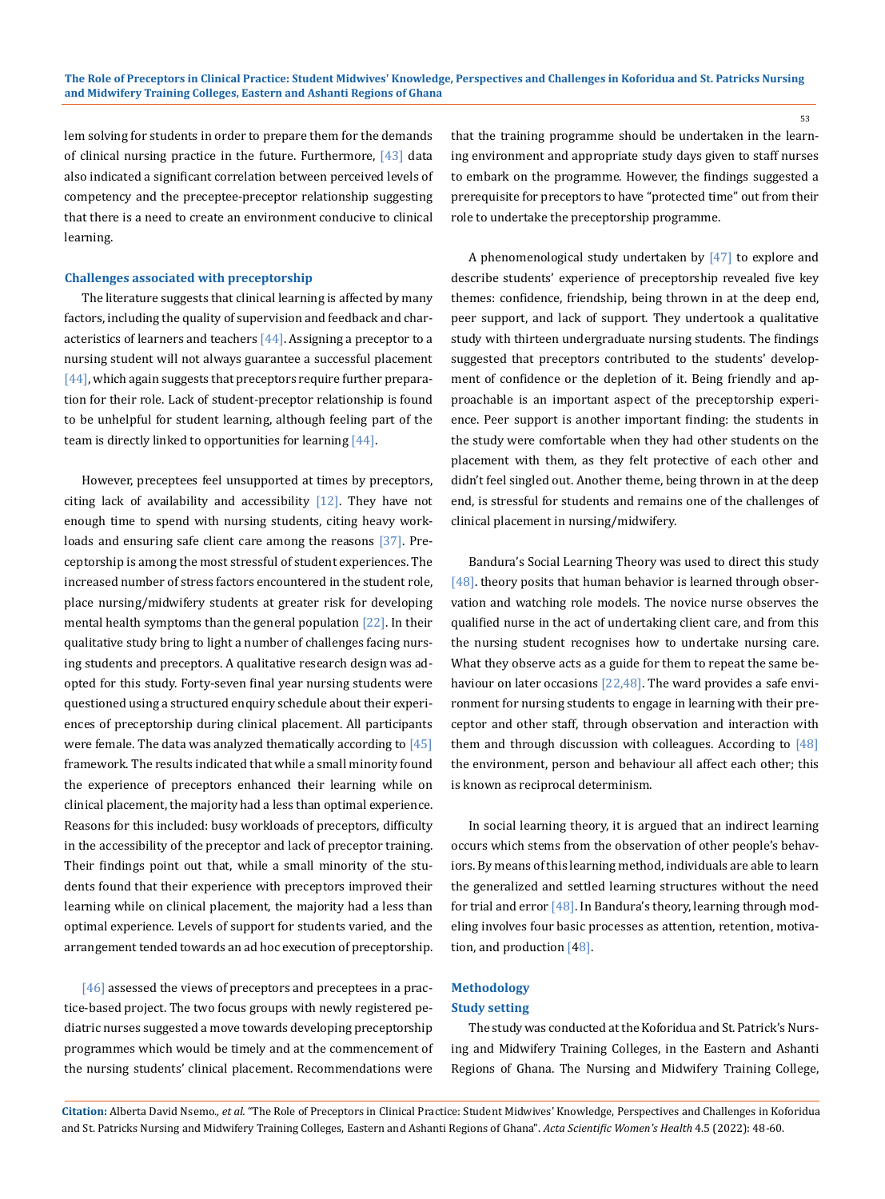lem solving for students in order to prepare them for the demands of clinical nursing practice in the future. Furthermore, [43] data also indicated a significant correlation between perceived levels of competency and the preceptee-preceptor relationship suggesting that there is a need to create an environment conducive to clinical learning.

### Challenges associated with preceptorship

The literature suggests that clinical learning is affected by many factors, including the quality of supervision and feedback and characteristics of learners and teachers [44]. Assigning a preceptor to a nursing student will not always guarantee a successful placement [44], which again suggests that preceptors require further preparation for their role. Lack of student-preceptor relationship is found to be unhelpful for student learning, although feeling part of the team is directly linked to opportunities for learning [44].

However, preceptees feel unsupported at times by preceptors, citing lack of availability and accessibility [12]. They have not enough time to spend with nursing students, citing heavy workloads and ensuring safe client care among the reasons [37]. Preceptorship is among the most stressful of student experiences. The increased number of stress factors encountered in the student role, place nursing/midwifery students at greater risk for developing mental health symptoms than the general population [22]. In their qualitative study bring to light a number of challenges facing nursing students and preceptors. A qualitative research design was adopted for this study. Forty-seven final year nursing students were questioned using a structured enquiry schedule about their experiences of preceptorship during clinical placement. All participants were female. The data was analyzed thematically according to [45] framework. The results indicated that while a small minority found the experience of preceptors enhanced their learning while on clinical placement, the majority had a less than optimal experience. Reasons for this included: busy workloads of preceptors, difficulty in the accessibility of the preceptor and lack of preceptor training. Their findings point out that, while a small minority of the students found that their experience with preceptors improved their learning while on clinical placement, the majority had a less than optimal experience. Levels of support for students varied, and the arrangement tended towards an ad hoc execution of preceptorship.

[46] assessed the views of preceptors and preceptees in a practice-based project. The two focus groups with newly registered pediatric nurses suggested a move towards developing preceptorship programmes which would be timely and at the commencement of the nursing students' clinical placement. Recommendations were that the training programme should be undertaken in the learning environment and appropriate study days given to staff nurses to embark on the programme. However, the findings suggested a prerequisite for preceptors to have "protected time" out from their role to undertake the preceptorship programme.

A phenomenological study undertaken by [47] to explore and describe students' experience of preceptorship revealed five key themes: confidence, friendship, being thrown in at the deep end, peer support, and lack of support. They undertook a qualitative study with thirteen undergraduate nursing students. The findings suggested that preceptors contributed to the students' development of confidence or the depletion of it. Being friendly and approachable is an important aspect of the preceptorship experience. Peer support is another important finding: the students in the study were comfortable when they had other students on the placement with them, as they felt protective of each other and didn't feel singled out. Another theme, being thrown in at the deep end, is stressful for students and remains one of the challenges of clinical placement in nursing/midwifery.

Bandura's Social Learning Theory was used to direct this study [48]. theory posits that human behavior is learned through observation and watching role models. The novice nurse observes the qualified nurse in the act of undertaking client care, and from this the nursing student recognises how to undertake nursing care. What they observe acts as a guide for them to repeat the same behaviour on later occasions [22,48]. The ward provides a safe environment for nursing students to engage in learning with their preceptor and other staff, through observation and interaction with them and through discussion with colleagues. According to [48] the environment, person and behaviour all affect each other; this is known as reciprocal determinism.

In social learning theory, it is argued that an indirect learning occurs which stems from the observation of other people's behaviors. By means of this learning method, individuals are able to learn the generalized and settled learning structures without the need for trial and error [48]. In Bandura's theory, learning through modeling involves four basic processes as attention, retention, motivation, and production [48].

## Methodology

### Study setting

The study was conducted at the Koforidua and St. Patrick's Nursing and Midwifery Training Colleges, in the Eastern and Ashanti Regions of Ghana. The Nursing and Midwifery Training College,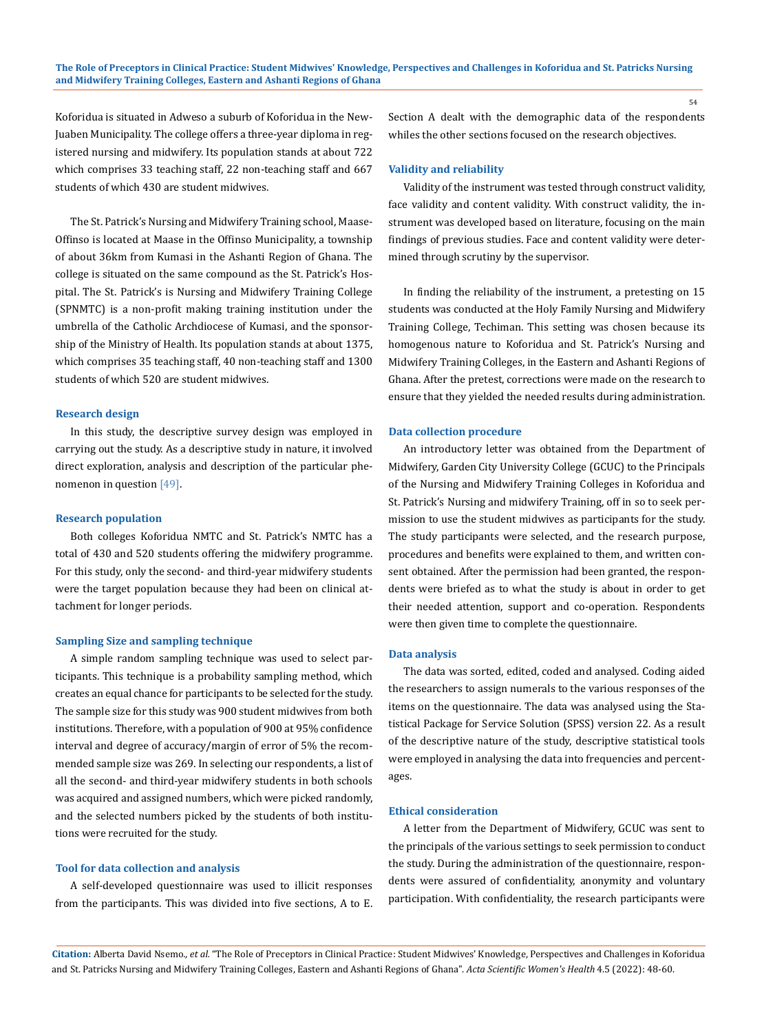Koforidua is situated in Adweso a suburb of Koforidua in the New-Juaben Municipality. The college offers a three-year diploma in registered nursing and midwifery. Its population stands at about 722 which comprises 33 teaching staff, 22 non-teaching staff and 667 students of which 430 are student midwives.

The St. Patrick's Nursing and Midwifery Training school, Maase-Offinso is located at Maase in the Offinso Municipality, a township of about 36km from Kumasi in the Ashanti Region of Ghana. The college is situated on the same compound as the St. Patrick's Hospital. The St. Patrick's is Nursing and Midwifery Training College (SPNMTC) is a non-profit making training institution under the umbrella of the Catholic Archdiocese of Kumasi, and the sponsorship of the Ministry of Health. Its population stands at about 1375, which comprises 35 teaching staff, 40 non-teaching staff and 1300 students of which 520 are student midwives.

### Research design

In this study, the descriptive survey design was employed in carrying out the study. As a descriptive study in nature, it involved direct exploration, analysis and description of the particular phenomenon in question [49].

### Research population

Both colleges Koforidua NMTC and St. Patrick's NMTC has a total of 430 and 520 students offering the midwifery programme. For this study, only the second- and third-year midwifery students were the target population because they had been on clinical attachment for longer periods.

### Sampling Size and sampling technique

A simple random sampling technique was used to select participants. This technique is a probability sampling method, which creates an equal chance for participants to be selected for the study. The sample size for this study was 900 student midwives from both institutions. Therefore, with a population of 900 at 95% confidence interval and degree of accuracy/margin of error of 5% the recommended sample size was 269. In selecting our respondents, a list of all the second- and third-year midwifery students in both schools was acquired and assigned numbers, which were picked randomly, and the selected numbers picked by the students of both institutions were recruited for the study.

### Tool for data collection and analysis

A self-developed questionnaire was used to illicit responses from the participants. This was divided into five sections, A to E. Section A dealt with the demographic data of the respondents whiles the other sections focused on the research objectives.

### Validity and reliability

Validity of the instrument was tested through construct validity, face validity and content validity. With construct validity, the instrument was developed based on literature, focusing on the main findings of previous studies. Face and content validity were determined through scrutiny by the supervisor.

In finding the reliability of the instrument, a pretesting on 15 students was conducted at the Holy Family Nursing and Midwifery Training College, Techiman. This setting was chosen because its homogenous nature to Koforidua and St. Patrick's Nursing and Midwifery Training Colleges, in the Eastern and Ashanti Regions of Ghana. After the pretest, corrections were made on the research to ensure that they yielded the needed results during administration.

### Data collection procedure

An introductory letter was obtained from the Department of Midwifery, Garden City University College (GCUC) to the Principals of the Nursing and Midwifery Training Colleges in Koforidua and St. Patrick's Nursing and midwifery Training, off in so to seek permission to use the student midwives as participants for the study. The study participants were selected, and the research purpose, procedures and benefits were explained to them, and written consent obtained. After the permission had been granted, the respondents were briefed as to what the study is about in order to get their needed attention, support and co-operation. Respondents were then given time to complete the questionnaire.

### Data analysis

The data was sorted, edited, coded and analysed. Coding aided the researchers to assign numerals to the various responses of the items on the questionnaire. The data was analysed using the Statistical Package for Service Solution (SPSS) version 22. As a result of the descriptive nature of the study, descriptive statistical tools were employed in analysing the data into frequencies and percentages.

### Ethical consideration

A letter from the Department of Midwifery, GCUC was sent to the principals of the various settings to seek permission to conduct the study. During the administration of the questionnaire, respondents were assured of confidentiality, anonymity and voluntary participation. With confidentiality, the research participants were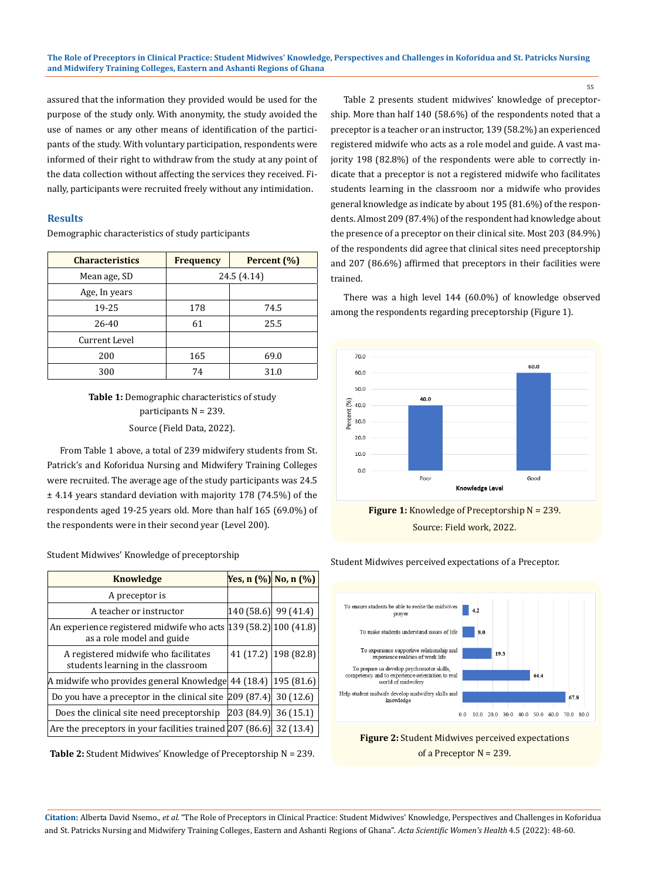assured that the information they provided would be used for the purpose of the study only. With anonymity, the study avoided the use of names or any other means of identification of the participants of the study. With voluntary participation, respondents were informed of their right to withdraw from the study at any point of the data collection without affecting the services they received. Finally, participants were recruited freely without any intimidation.

## Results

Demographic characteristics of study participants

| Characteristics | Frequency | Percent (%) |
|---|---|---|
| Mean age, SD | 24.5 (4.14) | |
| Age, In years | | |
| 19-25 | 178 | 74.5 |
| 26-40 | 61 | 25.5 |
| Current Level | | |
| 200 | 165 | 69.0 |
| 300 | 74 | 31.0 |

**Table 1:** Demographic characteristics of study participants N = 239.
Source (Field Data, 2022).

From Table 1 above, a total of 239 midwifery students from St. Patrick's and Koforidua Nursing and Midwifery Training Colleges were recruited. The average age of the study participants was 24.5 ± 4.14 years standard deviation with majority 178 (74.5%) of the respondents aged 19-25 years old. More than half 165 (69.0%) of the respondents were in their second year (Level 200).

Student Midwives' Knowledge of preceptorship

| Knowledge | Yes, n (%) | No, n (%) |
|---|---|---|
| A preceptor is | | |
| A teacher or instructor | 140 (58.6) | 99 (41.4) |
| An experience registered midwife who acts as a role model and guide | 139 (58.2) | 100 (41.8) |
| A registered midwife who facilitates students learning in the classroom | 41 (17.2) | 198 (82.8) |
| A midwife who provides general Knowledge | 44 (18.4) | 195 (81.6) |
| Do you have a preceptor in the clinical site | 209 (87.4) | 30 (12.6) |
| Does the clinical site need preceptorship | 203 (84.9) | 36 (15.1) |
| Are the preceptors in your facilities trained | 207 (86.6) | 32 (13.4) |

**Table 2:** Student Midwives' Knowledge of Preceptorship N = 239.

Table 2 presents student midwives' knowledge of preceptorship. More than half 140 (58.6%) of the respondents noted that a preceptor is a teacher or an instructor, 139 (58.2%) an experienced registered midwife who acts as a role model and guide. A vast majority 198 (82.8%) of the respondents were able to correctly indicate that a preceptor is not a registered midwife who facilitates students learning in the classroom nor a midwife who provides general knowledge as indicate by about 195 (81.6%) of the respondents. Almost 209 (87.4%) of the respondent had knowledge about the presence of a preceptor on their clinical site. Most 203 (84.9%) of the respondents did agree that clinical sites need preceptorship and 207 (86.6%) affirmed that preceptors in their facilities were trained.

There was a high level 144 (60.0%) of knowledge observed among the respondents regarding preceptorship (Figure 1).

**Figure 1:** Knowledge of Preceptorship N = 239.
Source: Field work, 2022.

Student Midwives perceived expectations of a Preceptor.

**Figure 2:** Student Midwives perceived expectations of a Preceptor N = 239.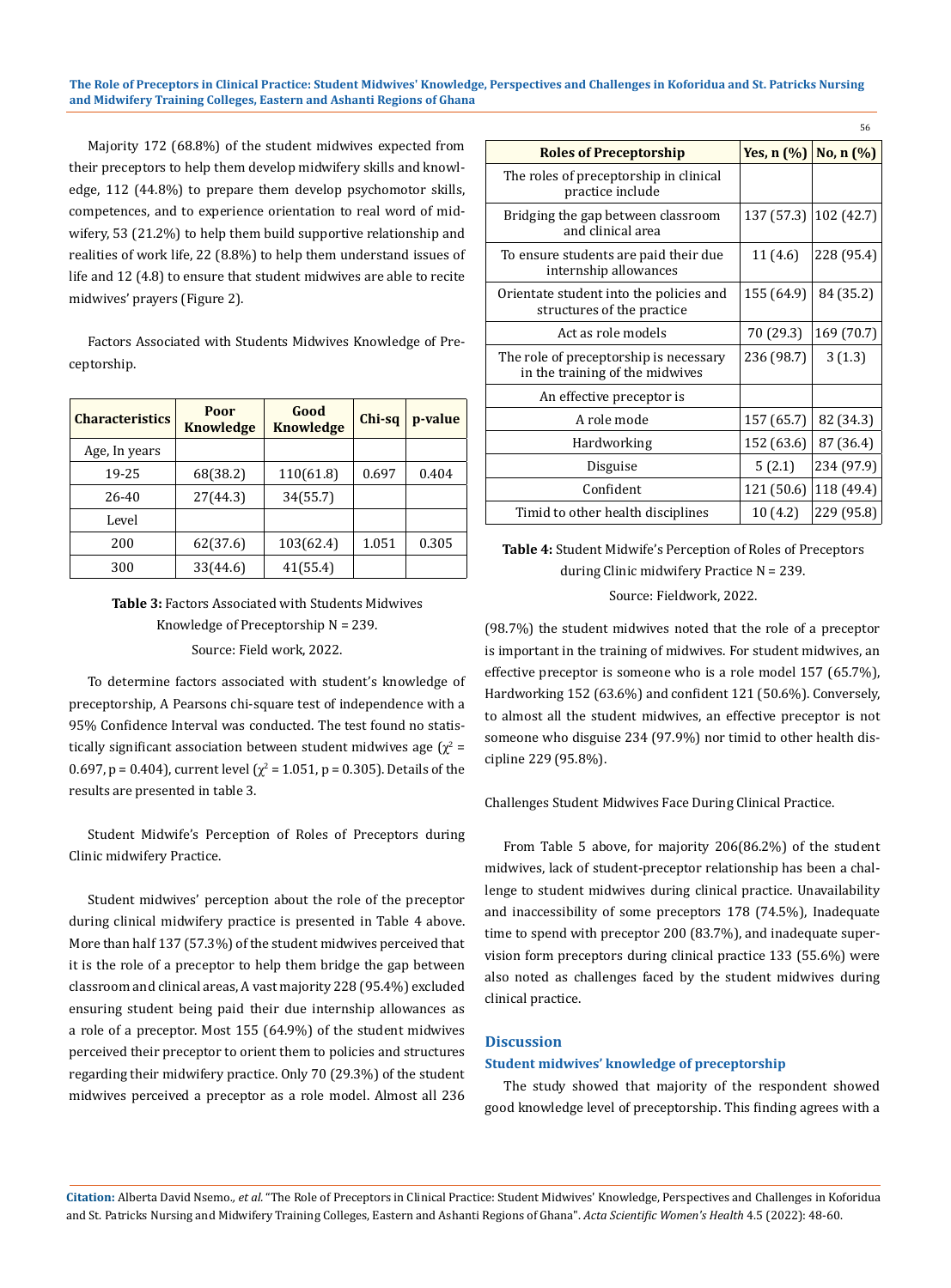Majority 172 (68.8%) of the student midwives expected from their preceptors to help them develop midwifery skills and knowledge, 112 (44.8%) to prepare them develop psychomotor skills, competences, and to experience orientation to real word of midwifery, 53 (21.2%) to help them build supportive relationship and realities of work life, 22 (8.8%) to help them understand issues of life and 12 (4.8) to ensure that student midwives are able to recite midwives' prayers (Figure 2).

Factors Associated with Students Midwives Knowledge of Preceptorship.

| Characteristics | Poor Knowledge | Good Knowledge | Chi-sq | p-value |
|---|---|---|---|---|
| Age, In years | | | | |
| 19-25 | 68(38.2) | 110(61.8) | 0.697 | 0.404 |
| 26-40 | 27(44.3) | 34(55.7) | | |
| Level | | | | |
| 200 | 62(37.6) | 103(62.4) | 1.051 | 0.305 |
| 300 | 33(44.6) | 41(55.4) | | |

**Table 3:** Factors Associated with Students Midwives Knowledge of Preceptorship N = 239.

Source: Field work, 2022.

To determine factors associated with student's knowledge of preceptorship, A Pearsons chi-square test of independence with a 95% Confidence Interval was conducted. The test found no statistically significant association between student midwives age ($\chi^2$ = 0.697, p = 0.404), current level ($\chi^2$ = 1.051, p = 0.305). Details of the results are presented in table 3.

Student Midwife's Perception of Roles of Preceptors during Clinic midwifery Practice.

Student midwives' perception about the role of the preceptor during clinical midwifery practice is presented in Table 4 above. More than half 137 (57.3%) of the student midwives perceived that it is the role of a preceptor to help them bridge the gap between classroom and clinical areas, A vast majority 228 (95.4%) excluded ensuring student being paid their due internship allowances as a role of a preceptor. Most 155 (64.9%) of the student midwives perceived their preceptor to orient them to policies and structures regarding their midwifery practice. Only 70 (29.3%) of the student midwives perceived a preceptor as a role model. Almost all 236

| Roles of Preceptorship | Yes, n (%) | No, n (%) |
|---|---|---|
| The roles of preceptorship in clinical practice include | | |
| Bridging the gap between classroom and clinical area | 137 (57.3) | 102 (42.7) |
| To ensure students are paid their due internship allowances | 11 (4.6) | 228 (95.4) |
| Orientate student into the policies and structures of the practice | 155 (64.9) | 84 (35.2) |
| Act as role models | 70 (29.3) | 169 (70.7) |
| The role of preceptorship is necessary in the training of the midwives | 236 (98.7) | 3 (1.3) |
| An effective preceptor is | | |
| A role mode | 157 (65.7) | 82 (34.3) |
| Hardworking | 152 (63.6) | 87 (36.4) |
| Disguise | 5 (2.1) | 234 (97.9) |
| Confident | 121 (50.6) | 118 (49.4) |
| Timid to other health disciplines | 10 (4.2) | 229 (95.8) |

**Table 4:** Student Midwife's Perception of Roles of Preceptors during Clinic midwifery Practice N = 239.

Source: Fieldwork, 2022.

(98.7%) the student midwives noted that the role of a preceptor is important in the training of midwives. For student midwives, an effective preceptor is someone who is a role model 157 (65.7%), Hardworking 152 (63.6%) and confident 121 (50.6%). Conversely, to almost all the student midwives, an effective preceptor is not someone who disguise 234 (97.9%) nor timid to other health discipline 229 (95.8%).

Challenges Student Midwives Face During Clinical Practice.

From Table 5 above, for majority 206(86.2%) of the student midwives, lack of student-preceptor relationship has been a challenge to student midwives during clinical practice. Unavailability and inaccessibility of some preceptors 178 (74.5%), Inadequate time to spend with preceptor 200 (83.7%), and inadequate supervision form preceptors during clinical practice 133 (55.6%) were also noted as challenges faced by the student midwives during clinical practice.

## Discussion

### Student midwives' knowledge of preceptorship

The study showed that majority of the respondent showed good knowledge level of preceptorship. This finding agrees with a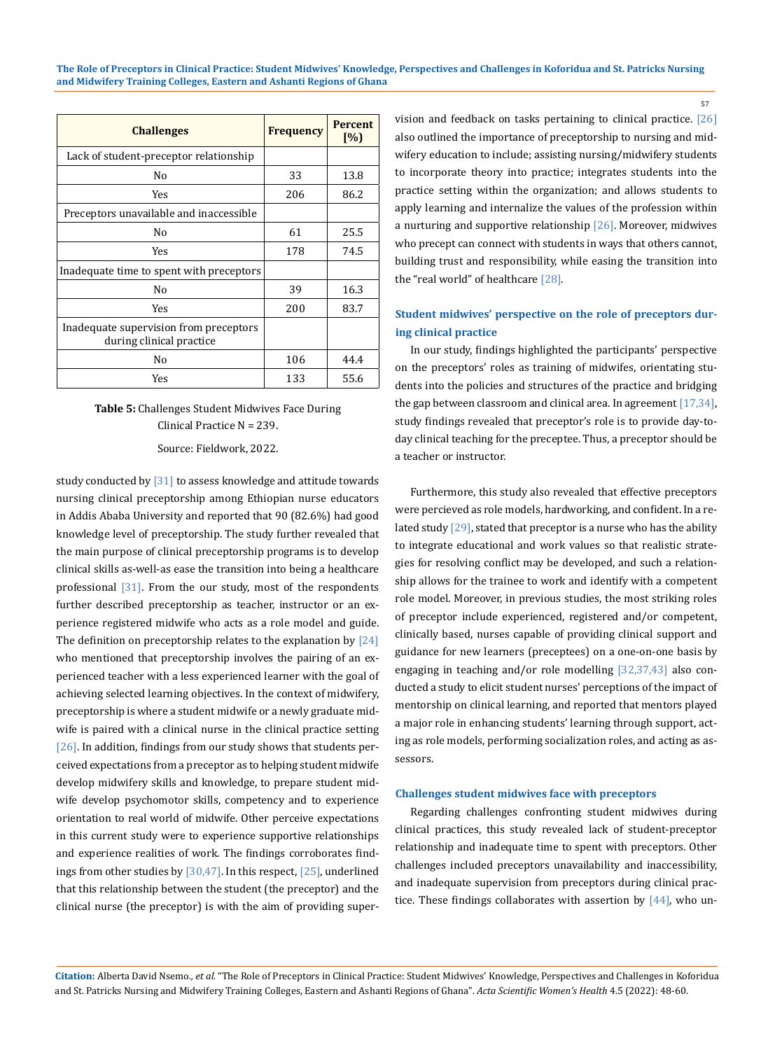| Challenges | Frequency | Percent [%] |
|---|---|---|
| Lack of student-preceptor relationship | | |
| No | 33 | 13.8 |
| Yes | 206 | 86.2 |
| Preceptors unavailable and inaccessible | | |
| No | 61 | 25.5 |
| Yes | 178 | 74.5 |
| Inadequate time to spent with preceptors | | |
| No | 39 | 16.3 |
| Yes | 200 | 83.7 |
| Inadequate supervision from preceptors during clinical practice | | |
| No | 106 | 44.4 |
| Yes | 133 | 55.6 |

**Table 5:** Challenges Student Midwives Face During Clinical Practice N = 239.

Source: Fieldwork, 2022.

study conducted by [31] to assess knowledge and attitude towards nursing clinical preceptorship among Ethiopian nurse educators in Addis Ababa University and reported that 90 (82.6%) had good knowledge level of preceptorship. The study further revealed that the main purpose of clinical preceptorship programs is to develop clinical skills as-well-as ease the transition into being a healthcare professional [31]. From the our study, most of the respondents further described preceptorship as teacher, instructor or an experience registered midwife who acts as a role model and guide. The definition on preceptorship relates to the explanation by [24] who mentioned that preceptorship involves the pairing of an experienced teacher with a less experienced learner with the goal of achieving selected learning objectives. In the context of midwifery, preceptorship is where a student midwife or a newly graduate midwife is paired with a clinical nurse in the clinical practice setting [26]. In addition, findings from our study shows that students perceived expectations from a preceptor as to helping student midwife develop midwifery skills and knowledge, to prepare student midwife develop psychomotor skills, competency and to experience orientation to real world of midwife. Other perceive expectations in this current study were to experience supportive relationships and experience realities of work. The findings corroborates findings from other studies by [30,47]. In this respect, [25], underlined that this relationship between the student (the preceptor) and the clinical nurse (the preceptor) is with the aim of providing supervision and feedback on tasks pertaining to clinical practice. [26] also outlined the importance of preceptorship to nursing and midwifery education to include; assisting nursing/midwifery students to incorporate theory into practice; integrates students into the practice setting within the organization; and allows students to apply learning and internalize the values of the profession within a nurturing and supportive relationship [26]. Moreover, midwives who precept can connect with students in ways that others cannot, building trust and responsibility, while easing the transition into the "real world" of healthcare [28].

### Student midwives' perspective on the role of preceptors during clinical practice

In our study, findings highlighted the participants' perspective on the preceptors' roles as training of midwifes, orientating students into the policies and structures of the practice and bridging the gap between classroom and clinical area. In agreement [17,34], study findings revealed that preceptor's role is to provide day-to-day clinical teaching for the preceptee. Thus, a preceptor should be a teacher or instructor.

Furthermore, this study also revealed that effective preceptors were percieved as role models, hardworking, and confident. In a related study [29], stated that preceptor is a nurse who has the ability to integrate educational and work values so that realistic strategies for resolving conflict may be developed, and such a relationship allows for the trainee to work and identify with a competent role model. Moreover, in previous studies, the most striking roles of preceptor include experienced, registered and/or competent, clinically based, nurses capable of providing clinical support and guidance for new learners (preceptees) on a one-on-one basis by engaging in teaching and/or role modelling [32,37,43] also conducted a study to elicit student nurses' perceptions of the impact of mentorship on clinical learning, and reported that mentors played a major role in enhancing students' learning through support, acting as role models, performing socialization roles, and acting as assessors.

### Challenges student midwives face with preceptors

Regarding challenges confronting student midwives during clinical practices, this study revealed lack of student-preceptor relationship and inadequate time to spent with preceptors. Other challenges included preceptors unavailability and inaccessibility, and inadequate supervision from preceptors during clinical practice. These findings collaborates with assertion by [44], who un-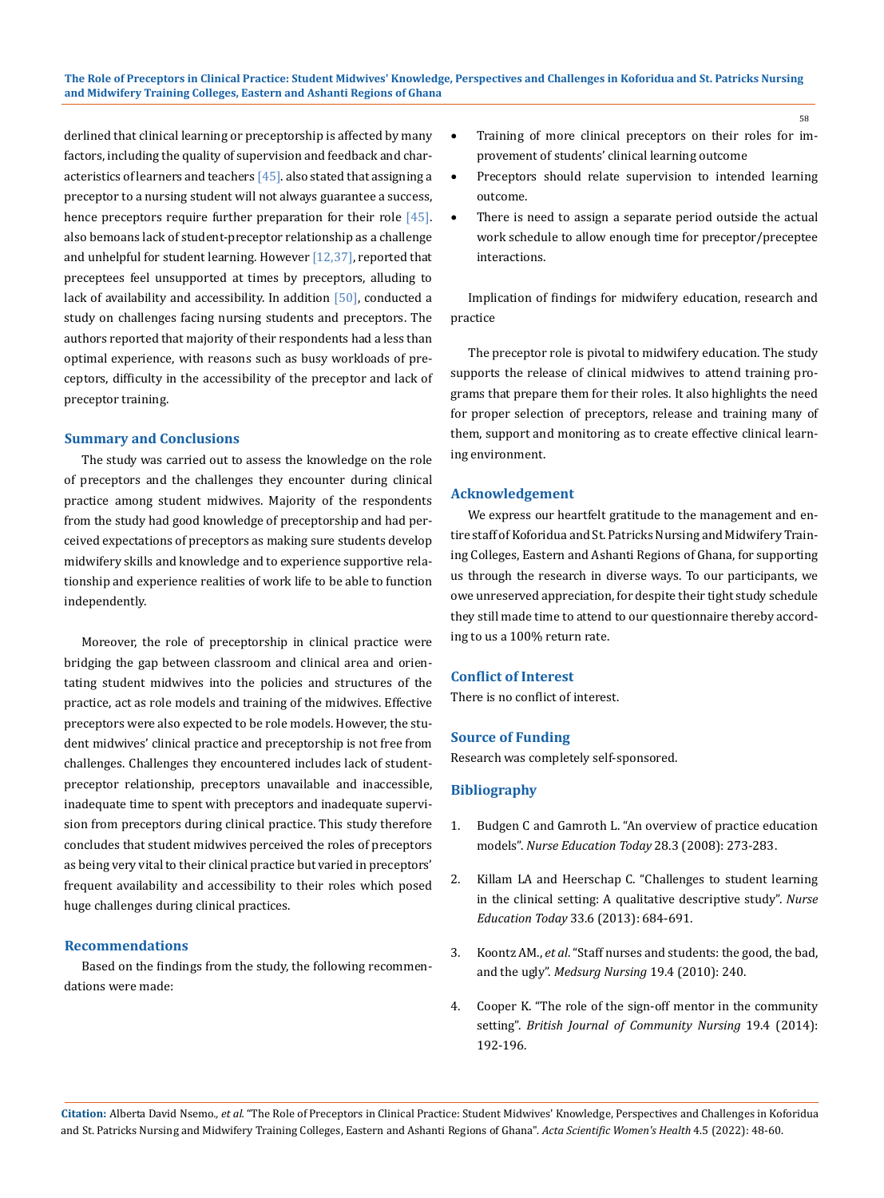derlined that clinical learning or preceptorship is affected by many factors, including the quality of supervision and feedback and characteristics of learners and teachers [45]. also stated that assigning a preceptor to a nursing student will not always guarantee a success, hence preceptors require further preparation for their role [45]. also bemoans lack of student-preceptor relationship as a challenge and unhelpful for student learning. However [12,37], reported that preceptees feel unsupported at times by preceptors, alluding to lack of availability and accessibility. In addition [50], conducted a study on challenges facing nursing students and preceptors. The authors reported that majority of their respondents had a less than optimal experience, with reasons such as busy workloads of preceptors, difficulty in the accessibility of the preceptor and lack of preceptor training.

## Summary and Conclusions

The study was carried out to assess the knowledge on the role of preceptors and the challenges they encounter during clinical practice among student midwives. Majority of the respondents from the study had good knowledge of preceptorship and had perceived expectations of preceptors as making sure students develop midwifery skills and knowledge and to experience supportive relationship and experience realities of work life to be able to function independently.

Moreover, the role of preceptorship in clinical practice were bridging the gap between classroom and clinical area and orientating student midwives into the policies and structures of the practice, act as role models and training of the midwives. Effective preceptors were also expected to be role models. However, the student midwives' clinical practice and preceptorship is not free from challenges. Challenges they encountered includes lack of student-preceptor relationship, preceptors unavailable and inaccessible, inadequate time to spent with preceptors and inadequate supervision from preceptors during clinical practice. This study therefore concludes that student midwives perceived the roles of preceptors as being very vital to their clinical practice but varied in preceptors' frequent availability and accessibility to their roles which posed huge challenges during clinical practices.

## Recommendations

Based on the findings from the study, the following recommendations were made:

- Training of more clinical preceptors on their roles for improvement of students' clinical learning outcome
- Preceptors should relate supervision to intended learning outcome.
- There is need to assign a separate period outside the actual work schedule to allow enough time for preceptor/preceptee interactions.

Implication of findings for midwifery education, research and practice

The preceptor role is pivotal to midwifery education. The study supports the release of clinical midwives to attend training programs that prepare them for their roles. It also highlights the need for proper selection of preceptors, release and training many of them, support and monitoring as to create effective clinical learning environment.

## Acknowledgement

We express our heartfelt gratitude to the management and entire staff of Koforidua and St. Patricks Nursing and Midwifery Training Colleges, Eastern and Ashanti Regions of Ghana, for supporting us through the research in diverse ways. To our participants, we owe unreserved appreciation, for despite their tight study schedule they still made time to attend to our questionnaire thereby according to us a 100% return rate.

## Conflict of Interest

There is no conflict of interest.

## Source of Funding

Research was completely self-sponsored.

## Bibliography

1. Budgen C and Gamroth L. "An overview of practice education models". *Nurse Education Today* 28.3 (2008): 273-283.
2. Killam LA and Heerschap C. "Challenges to student learning in the clinical setting: A qualitative descriptive study". *Nurse Education Today* 33.6 (2013): 684-691.
3. Koontz AM., *et al*. "Staff nurses and students: the good, the bad, and the ugly". *Medsurg Nursing* 19.4 (2010): 240.
4. Cooper K. "The role of the sign-off mentor in the community setting". *British Journal of Community Nursing* 19.4 (2014): 192-196.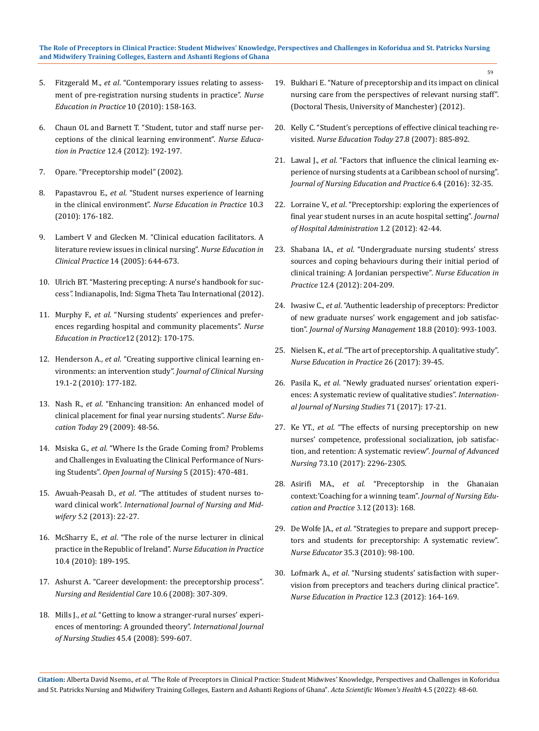5. Fitzgerald M., *et al*. "Contemporary issues relating to assessment of pre-registration nursing students in practice". *Nurse Education in Practice* 10 (2010): 158-163.
6. Chaun OL and Barnett T. "Student, tutor and staff nurse perceptions of the clinical learning environment". *Nurse Education in Practice* 12.4 (2012): 192-197.
7. Opare. "Preceptorship model" (2002).
8. Papastavrou E., *et al*. "Student nurses experience of learning in the clinical environment". *Nurse Education in Practice* 10.3 (2010): 176-182.
9. Lambert V and Glecken M. "Clinical education facilitators. A literature review issues in clinical nursing". *Nurse Education in Clinical Practice* 14 (2005): 644-673.
10. Ulrich BT. "Mastering precepting: A nurse's handbook for success". Indianapolis, Ind: Sigma Theta Tau International (2012).
11. Murphy F., *et al.* "Nursing students' experiences and preferences regarding hospital and community placements". *Nurse Education in Practice*12 (2012): 170-175.
12. Henderson A., *et al*. "Creating supportive clinical learning environments: an intervention study". *Journal of Clinical Nursing* 19.1-2 (2010): 177-182.
13. Nash R., *et al*. "Enhancing transition: An enhanced model of clinical placement for final year nursing students". *Nurse Education Today* 29 (2009): 48-56.
14. Msiska G., *et al*. "Where Is the Grade Coming from? Problems and Challenges in Evaluating the Clinical Performance of Nursing Students". *Open Journal of Nursing* 5 (2015): 470-481.
15. Awuah-Peasah D., *et al*. "The attitudes of student nurses toward clinical work". *International Journal of Nursing and Midwifery* 5.2 (2013): 22-27.
16. McSharry E., *et al*. "The role of the nurse lecturer in clinical practice in the Republic of Ireland". *Nurse Education in Practice* 10.4 (2010): 189-195.
17. Ashurst A. "Career development: the preceptorship process". *Nursing and Residential Care* 10.6 (2008): 307-309.
18. Mills J., *et al.* "Getting to know a stranger-rural nurses' experiences of mentoring: A grounded theory". *International Journal of Nursing Studies* 45.4 (2008): 599-607.
19. Bukhari E. "Nature of preceptorship and its impact on clinical nursing care from the perspectives of relevant nursing staff". (Doctoral Thesis, University of Manchester) (2012).
20. Kelly C. "Student's perceptions of effective clinical teaching revisited. *Nurse Education Today* 27.8 (2007): 885-892.
21. Lawal J., *et al*. "Factors that influence the clinical learning experience of nursing students at a Caribbean school of nursing". *Journal of Nursing Education and Practice* 6.4 (2016): 32-35.
22. Lorraine V., *et al*. "Preceptorship: exploring the experiences of final year student nurses in an acute hospital setting". *Journal of Hospital Administration* 1.2 (2012): 42-44.
23. Shabana IA., *et al*. "Undergraduate nursing students' stress sources and coping behaviours during their initial period of clinical training: A Jordanian perspective". *Nurse Education in Practice* 12.4 (2012): 204-209.
24. Iwasiw C., *et al*. "Authentic leadership of preceptors: Predictor of new graduate nurses' work engagement and job satisfaction". *Journal of Nursing Management* 18.8 (2010): 993-1003.
25. Nielsen K., *et al*. "The art of preceptorship. A qualitative study". *Nurse Education in Practice* 26 (2017): 39-45.
26. Pasila K., *et al*. "Newly graduated nurses' orientation experiences: A systematic review of qualitative studies". *International Journal of Nursing Studies* 71 (2017): 17-21.
27. Ke YT., *et al*. "The effects of nursing preceptorship on new nurses' competence, professional socialization, job satisfaction, and retention: A systematic review". *Journal of Advanced Nursing* 73.10 (2017): 2296-2305.
28. Asirifi MA., *et al*. "Preceptorship in the Ghanaian context:'Coaching for a winning team". *Journal of Nursing Education and Practice* 3.12 (2013): 168.
29. De Wolfe JA., *et al*. "Strategies to prepare and support preceptors and students for preceptorship: A systematic review". *Nurse Educator* 35.3 (2010): 98-100.
30. Lofmark A., *et al*. "Nursing students' satisfaction with supervision from preceptors and teachers during clinical practice". *Nurse Education in Practice* 12.3 (2012): 164-169.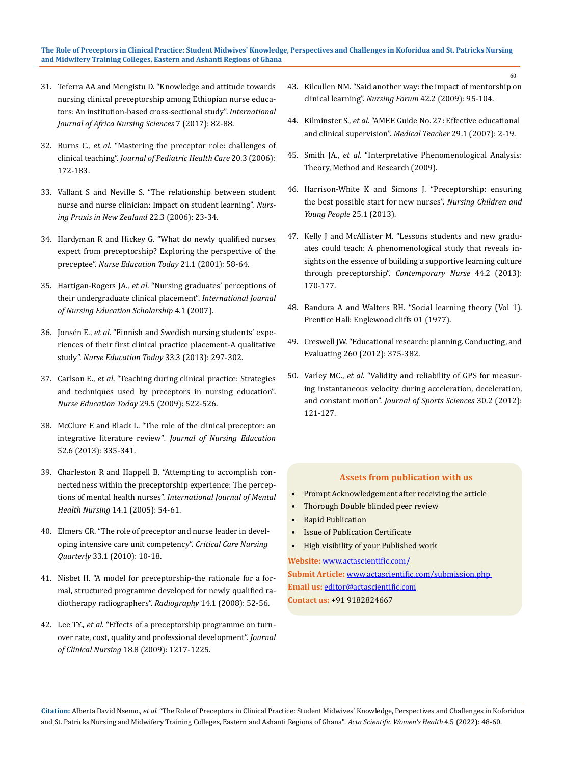31. Teferra AA and Mengistu D. "Knowledge and attitude towards nursing clinical preceptorship among Ethiopian nurse educators: An institution-based cross-sectional study". *International Journal of Africa Nursing Sciences* 7 (2017): 82-88.

32. Burns C., *et al*. "Mastering the preceptor role: challenges of clinical teaching". *Journal of Pediatric Health Care* 20.3 (2006): 172-183.

33. Vallant S and Neville S. "The relationship between student nurse and nurse clinician: Impact on student learning". *Nursing Praxis in New Zealand* 22.3 (2006): 23-34.

34. Hardyman R and Hickey G. "What do newly qualified nurses expect from preceptorship? Exploring the perspective of the preceptee". *Nurse Education Today* 21.1 (2001): 58-64.

35. Hartigan-Rogers JA., *et al*. "Nursing graduates' perceptions of their undergraduate clinical placement". *International Journal of Nursing Education Scholarship* 4.1 (2007).

36. Jonsén E., *et al*. "Finnish and Swedish nursing students' experiences of their first clinical practice placement-A qualitative study". *Nurse Education Today* 33.3 (2013): 297-302.

37. Carlson E., *et al*. "Teaching during clinical practice: Strategies and techniques used by preceptors in nursing education". *Nurse Education Today* 29.5 (2009): 522-526.

38. McClure E and Black L. "The role of the clinical preceptor: an integrative literature review". *Journal of Nursing Education* 52.6 (2013): 335-341.

39. Charleston R and Happell B. "Attempting to accomplish connectedness within the preceptorship experience: The perceptions of mental health nurses". *International Journal of Mental Health Nursing* 14.1 (2005): 54-61.

40. Elmers CR. "The role of preceptor and nurse leader in developing intensive care unit competency". *Critical Care Nursing Quarterly* 33.1 (2010): 10-18.

41. Nisbet H. "A model for preceptorship-the rationale for a formal, structured programme developed for newly qualified radiotherapy radiographers". *Radiography* 14.1 (2008): 52-56.

42. Lee TY., *et al*. "Effects of a preceptorship programme on turnover rate, cost, quality and professional development". *Journal of Clinical Nursing* 18.8 (2009): 1217-1225.

43. Kilcullen NM. "Said another way: the impact of mentorship on clinical learning". *Nursing Forum* 42.2 (2009): 95-104.

44. Kilminster S., *et al*. "AMEE Guide No. 27: Effective educational and clinical supervision". *Medical Teacher* 29.1 (2007): 2-19.

45. Smith JA., *et al*. "Interpretative Phenomenological Analysis: Theory, Method and Research (2009).

46. Harrison-White K and Simons J. "Preceptorship: ensuring the best possible start for new nurses". *Nursing Children and Young People* 25.1 (2013).

47. Kelly J and McAllister M. "Lessons students and new graduates could teach: A phenomenological study that reveals insights on the essence of building a supportive learning culture through preceptorship". *Contemporary Nurse* 44.2 (2013): 170-177.

48. Bandura A and Walters RH. "Social learning theory (Vol 1). Prentice Hall: Englewood cliffs 01 (1977).

49. Creswell JW. "Educational research: planning. Conducting, and Evaluating 260 (2012): 375-382.

50. Varley MC., *et al*. "Validity and reliability of GPS for measuring instantaneous velocity during acceleration, deceleration, and constant motion". *Journal of Sports Sciences* 30.2 (2012): 121-127.

**Assets from publication with us**

- Prompt Acknowledgement after receiving the article
- Thorough Double blinded peer review
- Rapid Publication
- Issue of Publication Certificate
- High visibility of your Published work

**Website:** www.actascientific.com/
**Submit Article:** www.actascientific.com/submission.php
**Email us:** editor@actascientific.com
**Contact us:** +91 9182824667